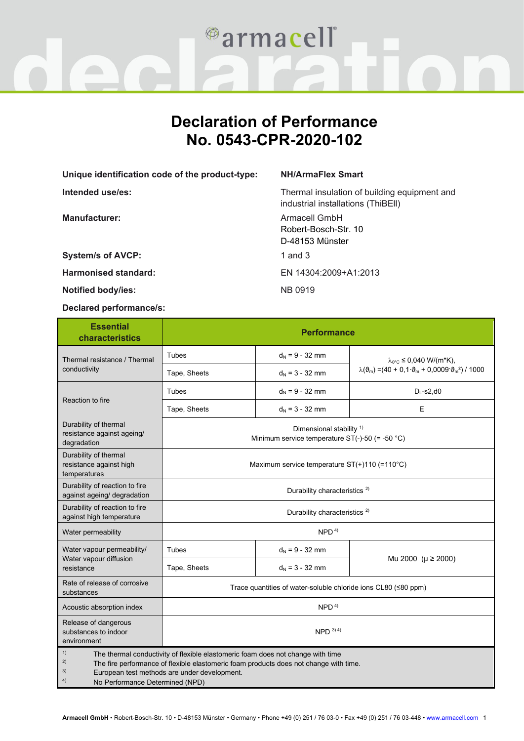# Declaration of Performance
# No. 0543-CPR-2020-102

**Unique identification code of the product-type:** NH/ArmaFlex Smart

**Intended use/es:** Thermal insulation of building equipment and industrial installations (ThiBEII)

**Manufacturer:** Armacell GmbH
Robert-Bosch-Str. 10
D-48153 Münster

**System/s of AVCP:** 1 and 3

**Harmonised standard:** EN 14304:2009+A1:2013

**Notified body/ies:** NB 0919

**Declared performance/s:**

| Essential characteristics | Performance | | |
|---|---|---|---|
| Thermal resistance / Thermal conductivity | Tubes | $d_N$ = 9 - 32 mm | $\lambda_{0°C} \leq$ 0,040 W/(m*K), $\lambda(\vartheta_m)$ =(40 + 0,1·$\vartheta_m$ + 0,0009·$\vartheta_m^2$) / 1000 |
| | Tape, Sheets | $d_N$ = 3 - 32 mm | |
| Reaction to fire | Tubes | $d_N$ = 9 - 32 mm | $D_L$-s2,d0 |
| | Tape, Sheets | $d_N$ = 3 - 32 mm | E |
| Durability of thermal resistance against ageing/ degradation | Dimensional stability [1]<br>Minimum service temperature ST(-)-50 (= -50 °C) | | |
| Durability of thermal resistance against high temperatures | Maximum service temperature ST(+)110 (=110°C) | | |
| Durability of reaction to fire against ageing/ degradation | Durability characteristics [2] | | |
| Durability of reaction to fire against high temperature | Durability characteristics [2] | | |
| Water permeability | NPD [4] | | |
| Water vapour permeability/ Water vapour diffusion resistance | Tubes | $d_N$ = 9 - 32 mm | Mu 2000 ($\mu \geq$ 2000) |
| | Tape, Sheets | $d_N$ = 3 - 32 mm | |
| Rate of release of corrosive substances | Trace quantities of water-soluble chloride ions CL80 (≤80 ppm) | | |
| Acoustic absorption index | NPD [4] | | |
| Release of dangerous substances to indoor environment | NPD [3] [4] | | |

[1] The thermal conductivity of flexible elastomeric foam does not change with time
[2] The fire performance of flexible elastomeric foam products does not change with time.
[3] European test methods are under development.
[4] No Performance Determined (NPD)

**Armacell GmbH** • Robert-Bosch-Str. 10 • D-48153 Münster • Germany • Phone +49 (0) 251 / 76 03-0 • Fax +49 (0) 251 / 76 03-448 • www.armacell.com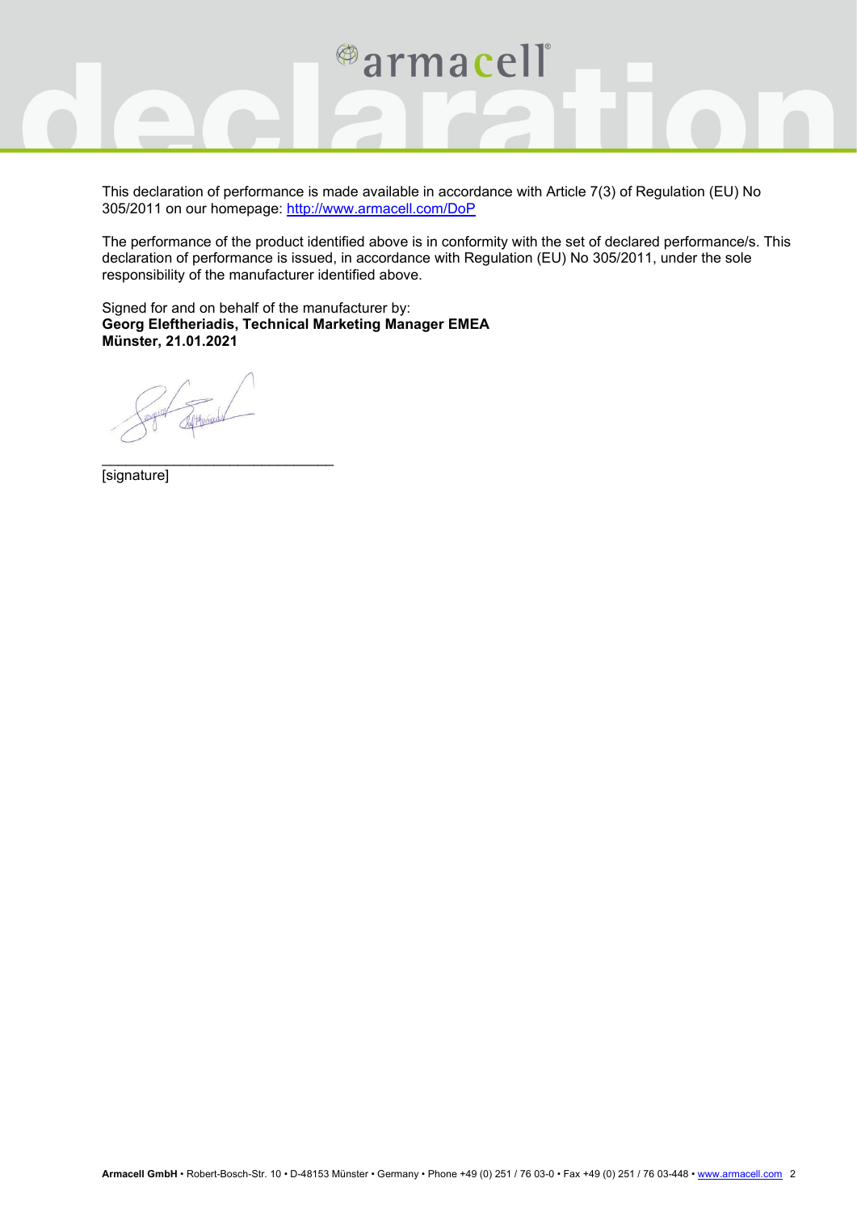This declaration of performance is made available in accordance with Article 7(3) of Regulation (EU) No 305/2011 on our homepage: http://www.armacell.com/DoP

The performance of the product identified above is in conformity with the set of declared performance/s. This declaration of performance is issued, in accordance with Regulation (EU) No 305/2011, under the sole responsibility of the manufacturer identified above.

Signed for and on behalf of the manufacturer by:
**Georg Eleftheriadis, Technical Marketing Manager EMEA**
**Münster, 21.01.2021**

______________________________
[signature]